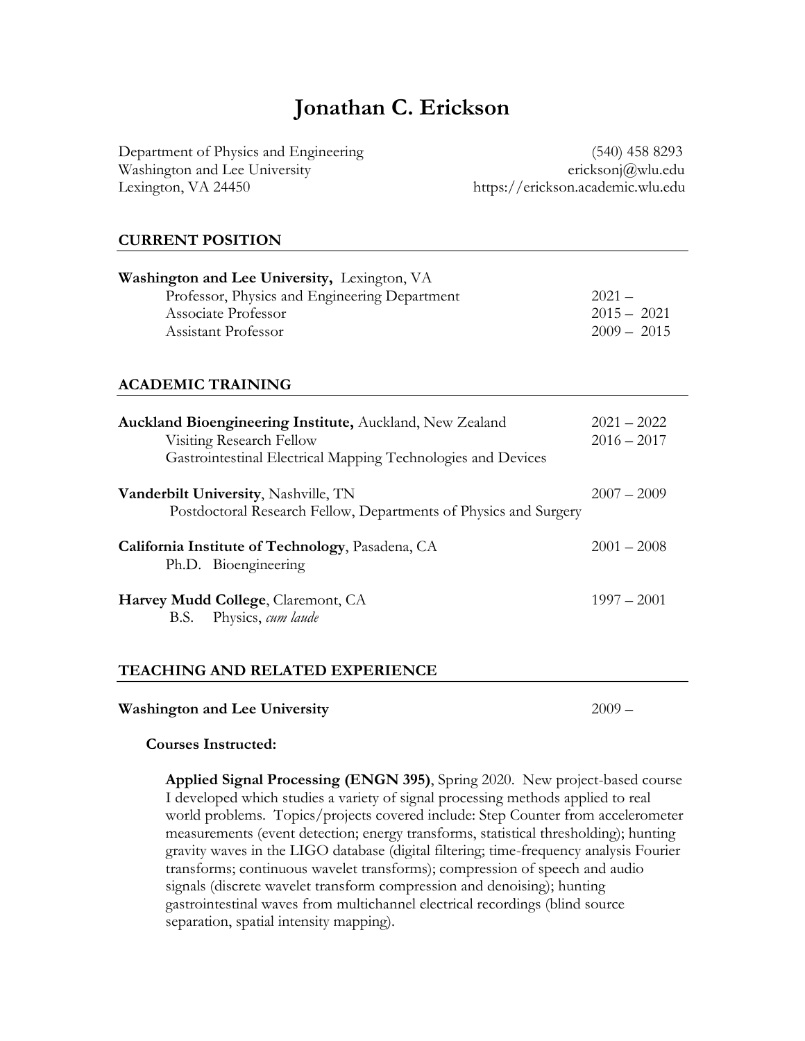# Jonathan C. Erickson

Department of Physics and Engineering
Washington and Lee University
Lexington, VA 24450

(540) 458 8293
ericksonj@wlu.edu
https://erickson.academic.wlu.edu

## CURRENT POSITION

**Washington and Lee University,** Lexington, VA

| | |
|---|---|
| Professor, Physics and Engineering Department | 2021 – |
| Associate Professor | 2015 – 2021 |
| Assistant Professor | 2009 – 2015 |

## ACADEMIC TRAINING

**Auckland Bioengineering Institute,** Auckland, New Zealand — 2021 – 2022; 2016 – 2017
Visiting Research Fellow
Gastrointestinal Electrical Mapping Technologies and Devices

**Vanderbilt University**, Nashville, TN — 2007 – 2009
Postdoctoral Research Fellow, Departments of Physics and Surgery

**California Institute of Technology**, Pasadena, CA — 2001 – 2008
Ph.D. Bioengineering

**Harvey Mudd College**, Claremont, CA — 1997 – 2001
B.S. Physics, *cum laude*

## TEACHING AND RELATED EXPERIENCE

**Washington and Lee University** — 2009 –

**Courses Instructed:**

**Applied Signal Processing (ENGN 395)**, Spring 2020. New project-based course I developed which studies a variety of signal processing methods applied to real world problems. Topics/projects covered include: Step Counter from accelerometer measurements (event detection; energy transforms, statistical thresholding); hunting gravity waves in the LIGO database (digital filtering; time-frequency analysis Fourier transforms; continuous wavelet transforms); compression of speech and audio signals (discrete wavelet transform compression and denoising); hunting gastrointestinal waves from multichannel electrical recordings (blind source separation, spatial intensity mapping).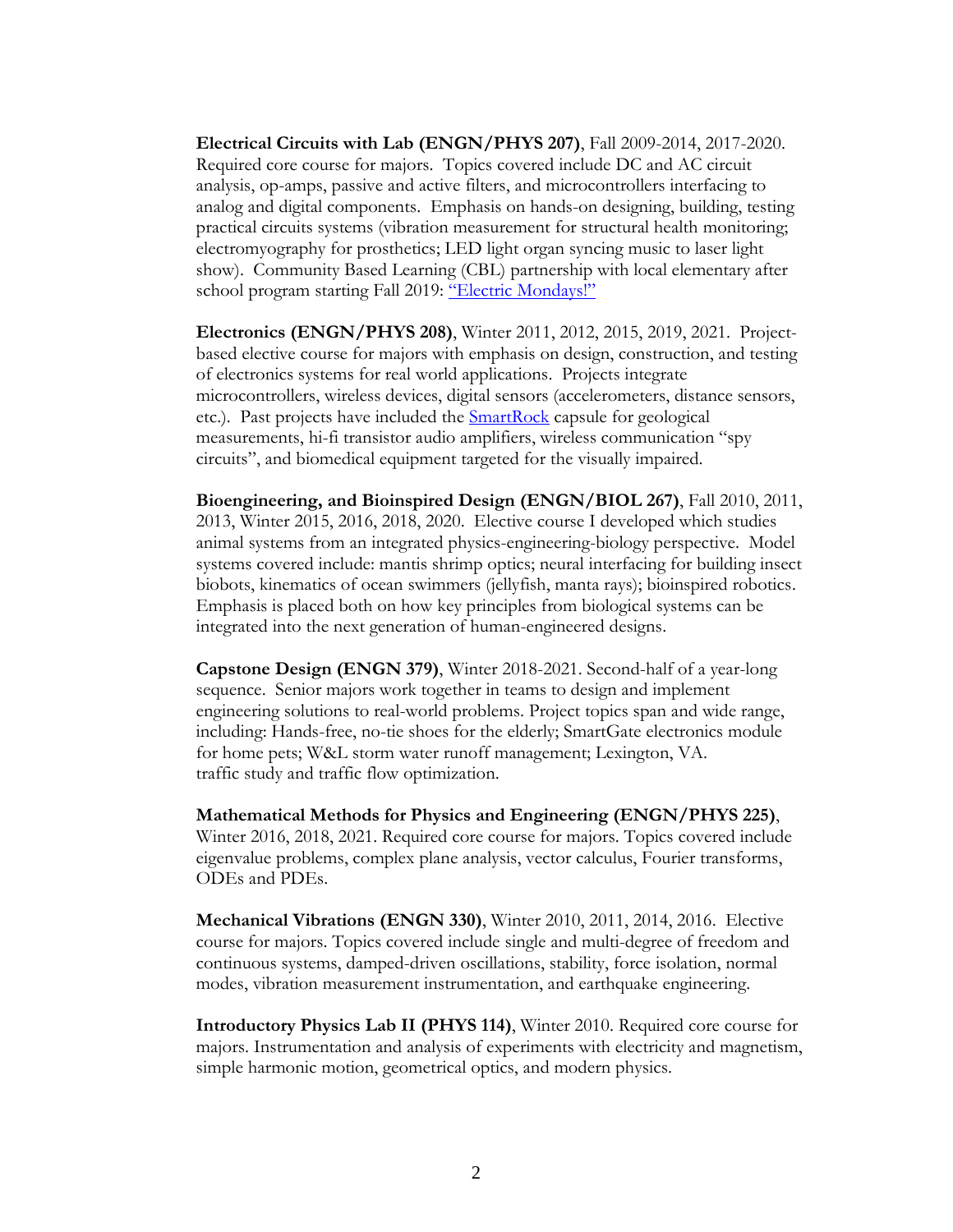**Electrical Circuits with Lab (ENGN/PHYS 207)**, Fall 2009-2014, 2017-2020. Required core course for majors. Topics covered include DC and AC circuit analysis, op-amps, passive and active filters, and microcontrollers interfacing to analog and digital components. Emphasis on hands-on designing, building, testing practical circuits systems (vibration measurement for structural health monitoring; electromyography for prosthetics; LED light organ syncing music to laser light show). Community Based Learning (CBL) partnership with local elementary after school program starting Fall 2019: "Electric Mondays!"

**Electronics (ENGN/PHYS 208)**, Winter 2011, 2012, 2015, 2019, 2021. Project-based elective course for majors with emphasis on design, construction, and testing of electronics systems for real world applications. Projects integrate microcontrollers, wireless devices, digital sensors (accelerometers, distance sensors, etc.). Past projects have included the SmartRock capsule for geological measurements, hi-fi transistor audio amplifiers, wireless communication "spy circuits", and biomedical equipment targeted for the visually impaired.

**Bioengineering, and Bioinspired Design (ENGN/BIOL 267)**, Fall 2010, 2011, 2013, Winter 2015, 2016, 2018, 2020. Elective course I developed which studies animal systems from an integrated physics-engineering-biology perspective. Model systems covered include: mantis shrimp optics; neural interfacing for building insect biobots, kinematics of ocean swimmers (jellyfish, manta rays); bioinspired robotics. Emphasis is placed both on how key principles from biological systems can be integrated into the next generation of human-engineered designs.

**Capstone Design (ENGN 379)**, Winter 2018-2021. Second-half of a year-long sequence. Senior majors work together in teams to design and implement engineering solutions to real-world problems. Project topics span and wide range, including: Hands-free, no-tie shoes for the elderly; SmartGate electronics module for home pets; W&L storm water runoff management; Lexington, VA. traffic study and traffic flow optimization.

**Mathematical Methods for Physics and Engineering (ENGN/PHYS 225)**, Winter 2016, 2018, 2021. Required core course for majors. Topics covered include eigenvalue problems, complex plane analysis, vector calculus, Fourier transforms, ODEs and PDEs.

**Mechanical Vibrations (ENGN 330)**, Winter 2010, 2011, 2014, 2016. Elective course for majors. Topics covered include single and multi-degree of freedom and continuous systems, damped-driven oscillations, stability, force isolation, normal modes, vibration measurement instrumentation, and earthquake engineering.

**Introductory Physics Lab II (PHYS 114)**, Winter 2010. Required core course for majors. Instrumentation and analysis of experiments with electricity and magnetism, simple harmonic motion, geometrical optics, and modern physics.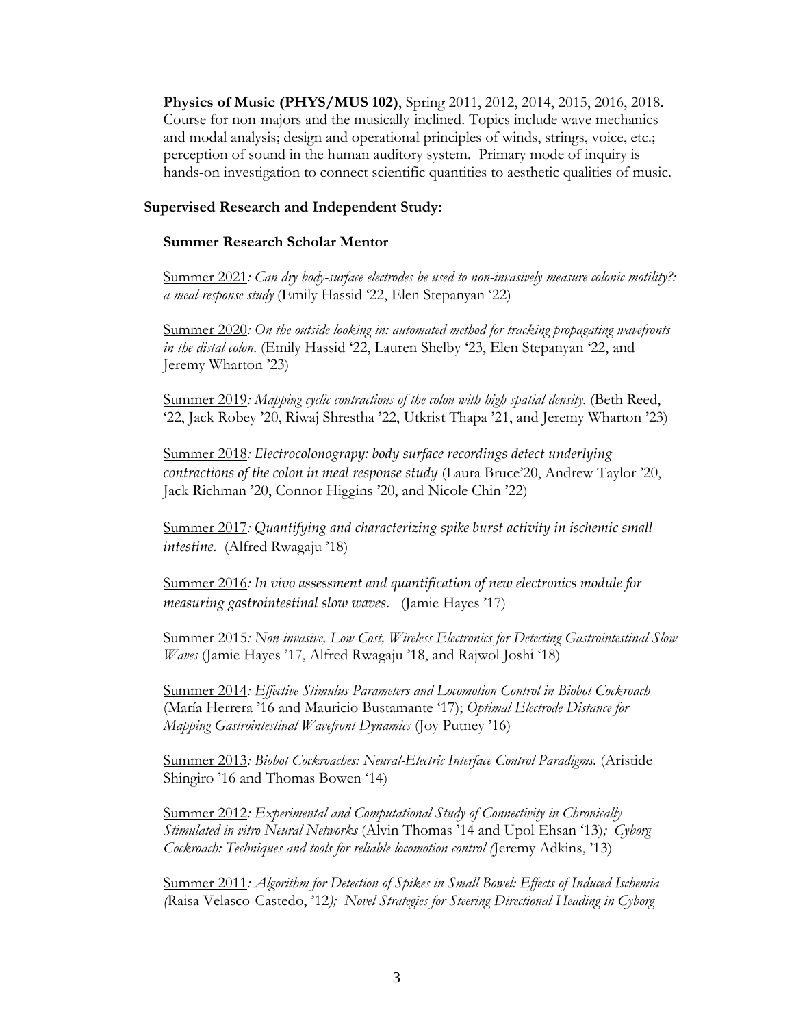**Physics of Music (PHYS/MUS 102)**, Spring 2011, 2012, 2014, 2015, 2016, 2018. Course for non-majors and the musically-inclined. Topics include wave mechanics and modal analysis; design and operational principles of winds, strings, voice, etc.; perception of sound in the human auditory system. Primary mode of inquiry is hands-on investigation to connect scientific quantities to aesthetic qualities of music.

**Supervised Research and Independent Study:**

**Summer Research Scholar Mentor**

Summer 2021*: Can dry body-surface electrodes be used to non-invasively measure colonic motility?: a meal-response study* (Emily Hassid '22, Elen Stepanyan '22)

Summer 2020*: On the outside looking in: automated method for tracking propagating wavefronts in the distal colon*. (Emily Hassid '22, Lauren Shelby '23, Elen Stepanyan '22, and Jeremy Wharton '23)

Summer 2019*: Mapping cyclic contractions of the colon with high spatial density.* (Beth Reed, '22, Jack Robey '20, Riwaj Shrestha '22, Utkrist Thapa '21, and Jeremy Wharton '23)

Summer 2018*: Electrocolonograpy: body surface recordings detect underlying contractions of the colon in meal response study* (Laura Bruce'20, Andrew Taylor '20, Jack Richman '20, Connor Higgins '20, and Nicole Chin '22)

Summer 2017*: Quantifying and characterizing spike burst activity in ischemic small intestine*. (Alfred Rwagaju '18)

Summer 2016*: In vivo assessment and quantification of new electronics module for measuring gastrointestinal slow waves*. (Jamie Hayes '17)

Summer 2015*: Non-invasive, Low-Cost, Wireless Electronics for Detecting Gastrointestinal Slow Waves* (Jamie Hayes '17, Alfred Rwagaju '18, and Rajwol Joshi '18)

Summer 2014*: Effective Stimulus Parameters and Locomotion Control in Biobot Cockroach* (María Herrera '16 and Mauricio Bustamante '17); *Optimal Electrode Distance for Mapping Gastrointestinal Wavefront Dynamics* (Joy Putney '16)

Summer 2013*: Biobot Cockroaches: Neural-Electric Interface Control Paradigms.* (Aristide Shingiro '16 and Thomas Bowen '14)

Summer 2012*: Experimental and Computational Study of Connectivity in Chronically Stimulated in vitro Neural Networks* (Alvin Thomas '14 and Upol Ehsan '13)*; Cyborg Cockroach: Techniques and tools for reliable locomotion control (*Jeremy Adkins, '13)

Summer 2011*: Algorithm for Detection of Spikes in Small Bowel: Effects of Induced Ischemia (*Raisa Velasco-Castedo, '12*); Novel Strategies for Steering Directional Heading in Cyborg*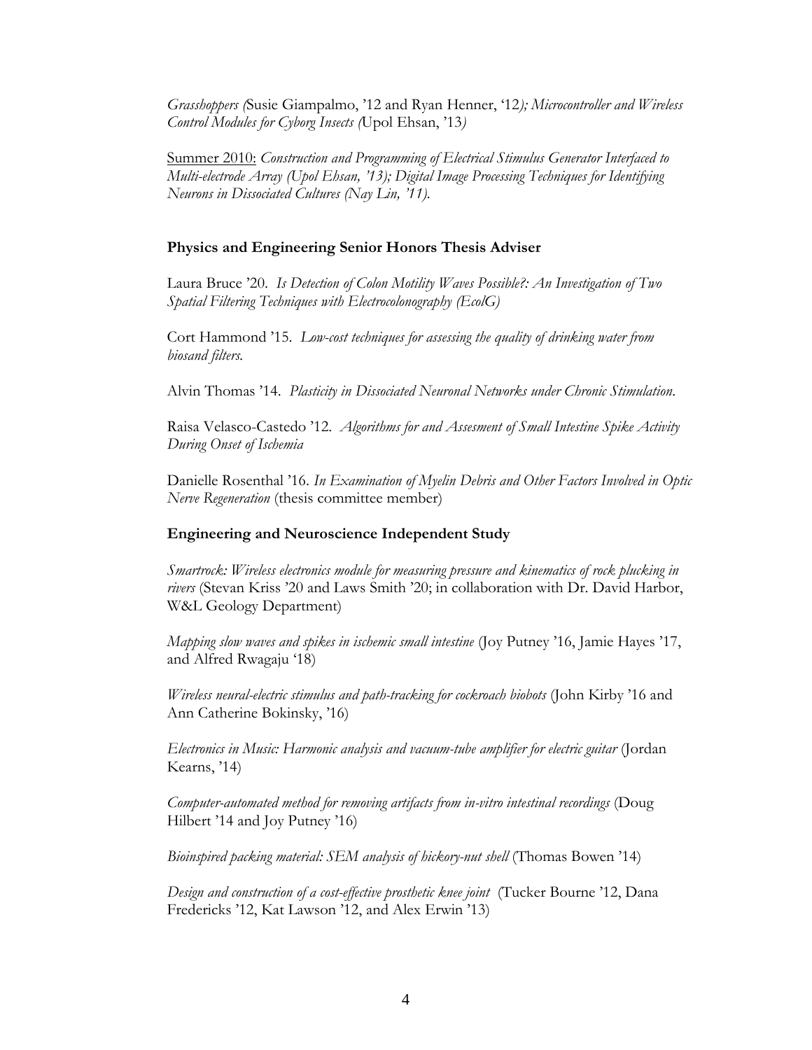*Grasshoppers (*Susie Giampalmo, '12 and Ryan Henner, '12*); Microcontroller and Wireless Control Modules for Cyborg Insects (*Upol Ehsan, '13*)*

Summer 2010: *Construction and Programming of Electrical Stimulus Generator Interfaced to Multi-electrode Array (Upol Ehsan, '13); Digital Image Processing Techniques for Identifying Neurons in Dissociated Cultures (Nay Lin, '11).*

**Physics and Engineering Senior Honors Thesis Adviser**

Laura Bruce '20. *Is Detection of Colon Motility Waves Possible?: An Investigation of Two Spatial Filtering Techniques with Electrocolonography (EcolG)*

Cort Hammond '15. *Low-cost techniques for assessing the quality of drinking water from biosand filters.*

Alvin Thomas '14. *Plasticity in Dissociated Neuronal Networks under Chronic Stimulation.*

Raisa Velasco-Castedo '12. *Algorithms for and Assesment of Small Intestine Spike Activity During Onset of Ischemia*

Danielle Rosenthal '16. *In Examination of Myelin Debris and Other Factors Involved in Optic Nerve Regeneration* (thesis committee member)

**Engineering and Neuroscience Independent Study**

*Smartrock: Wireless electronics module for measuring pressure and kinematics of rock plucking in rivers* (Stevan Kriss '20 and Laws Smith '20; in collaboration with Dr. David Harbor, W&L Geology Department)

*Mapping slow waves and spikes in ischemic small intestine* (Joy Putney '16, Jamie Hayes '17, and Alfred Rwagaju '18)

*Wireless neural-electric stimulus and path-tracking for cockroach biobots* (John Kirby '16 and Ann Catherine Bokinsky, '16)

*Electronics in Music: Harmonic analysis and vacuum-tube amplifier for electric guitar* (Jordan Kearns, '14)

*Computer-automated method for removing artifacts from in-vitro intestinal recordings* (Doug Hilbert '14 and Joy Putney '16)

*Bioinspired packing material: SEM analysis of hickory-nut shell* (Thomas Bowen '14)

*Design and construction of a cost-effective prosthetic knee joint* (Tucker Bourne '12, Dana Fredericks '12, Kat Lawson '12, and Alex Erwin '13)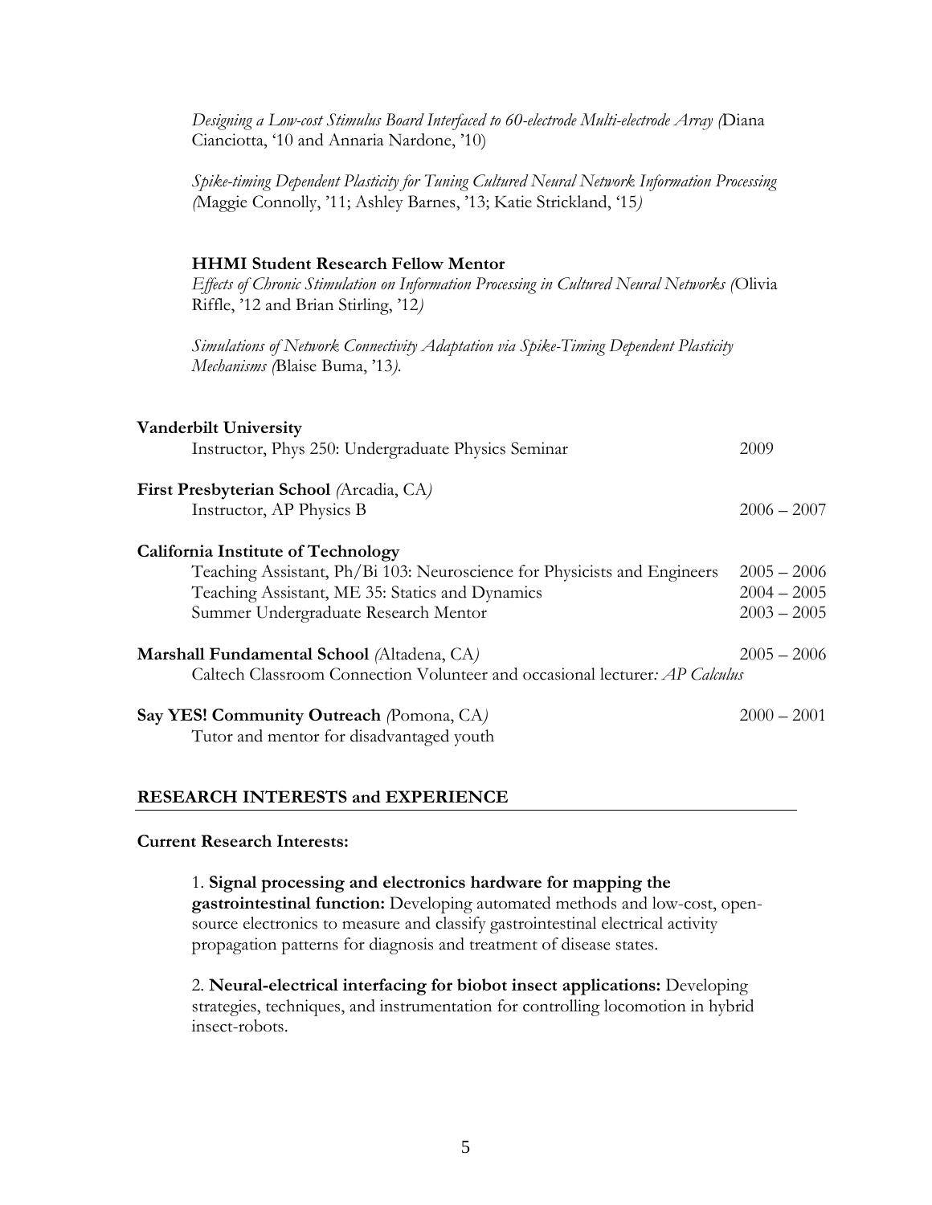*Designing a Low-cost Stimulus Board Interfaced to 60-electrode Multi-electrode Array (*Diana Cianciotta, '10 and Annaria Nardone, '10)

*Spike-timing Dependent Plasticity for Tuning Cultured Neural Network Information Processing (*Maggie Connolly, '11; Ashley Barnes, '13; Katie Strickland, '15*)*

**HHMI Student Research Fellow Mentor**
*Effects of Chronic Stimulation on Information Processing in Cultured Neural Networks (*Olivia Riffle, '12 and Brian Stirling, '12*)*

*Simulations of Network Connectivity Adaptation via Spike-Timing Dependent Plasticity Mechanisms (*Blaise Buma, '13*).*

**Vanderbilt University**
Instructor, Phys 250: Undergraduate Physics Seminar — 2009

**First Presbyterian School** *(*Arcadia, CA*)*
Instructor, AP Physics B — 2006 – 2007

**California Institute of Technology**
Teaching Assistant, Ph/Bi 103: Neuroscience for Physicists and Engineers — 2005 – 2006
Teaching Assistant, ME 35: Statics and Dynamics — 2004 – 2005
Summer Undergraduate Research Mentor — 2003 – 2005

**Marshall Fundamental School** *(*Altadena, CA*)* — 2005 – 2006
Caltech Classroom Connection Volunteer and occasional lecturer*: AP Calculus*

**Say YES! Community Outreach** *(*Pomona, CA*)* — 2000 – 2001
Tutor and mentor for disadvantaged youth

## RESEARCH INTERESTS and EXPERIENCE

**Current Research Interests:**

1. **Signal processing and electronics hardware for mapping the gastrointestinal function:** Developing automated methods and low-cost, open-source electronics to measure and classify gastrointestinal electrical activity propagation patterns for diagnosis and treatment of disease states.

2. **Neural-electrical interfacing for biobot insect applications:** Developing strategies, techniques, and instrumentation for controlling locomotion in hybrid insect-robots.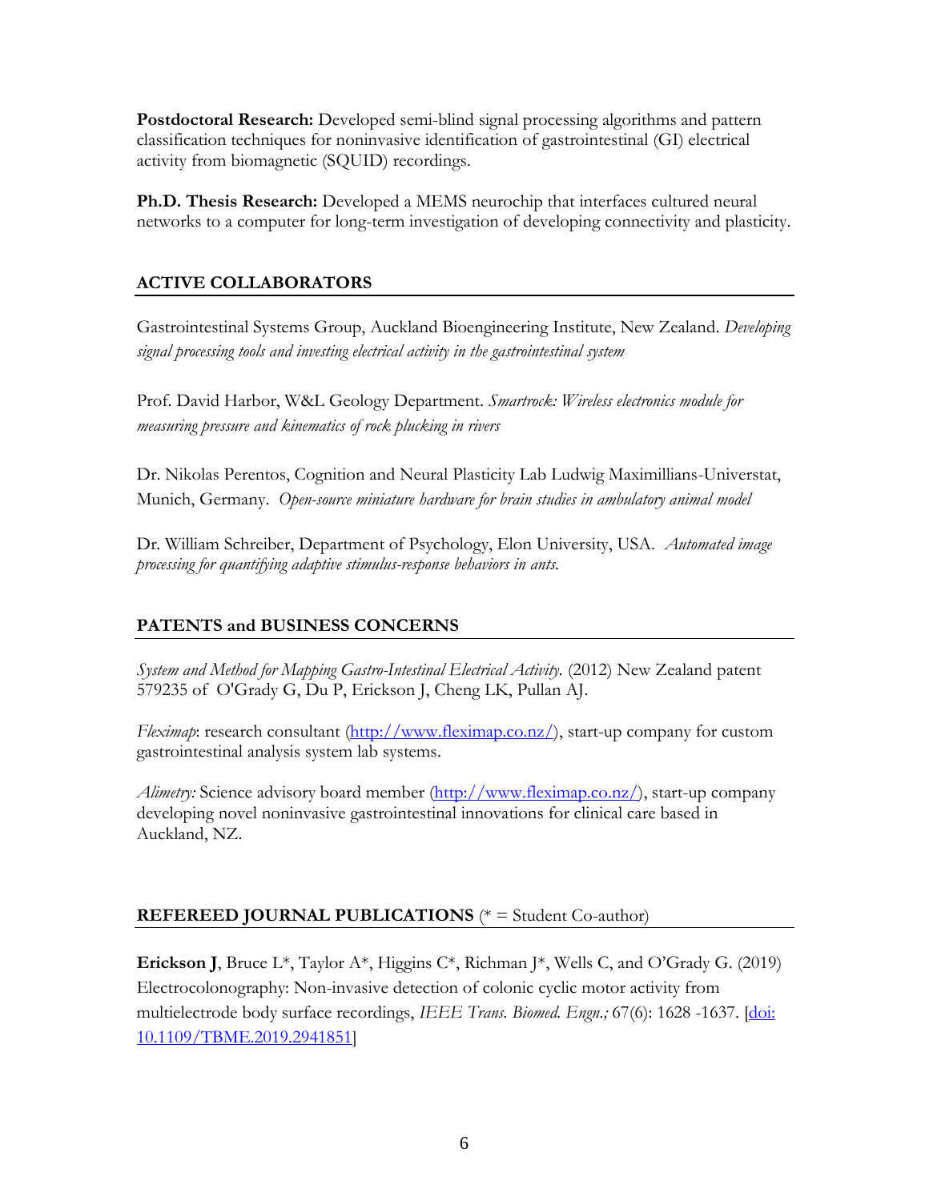**Postdoctoral Research:** Developed semi-blind signal processing algorithms and pattern classification techniques for noninvasive identification of gastrointestinal (GI) electrical activity from biomagnetic (SQUID) recordings.

**Ph.D. Thesis Research:** Developed a MEMS neurochip that interfaces cultured neural networks to a computer for long-term investigation of developing connectivity and plasticity.

## ACTIVE COLLABORATORS

Gastrointestinal Systems Group, Auckland Bioengineering Institute, New Zealand. *Developing signal processing tools and investing electrical activity in the gastrointestinal system*

Prof. David Harbor, W&L Geology Department. *Smartrock: Wireless electronics module for measuring pressure and kinematics of rock plucking in rivers*

Dr. Nikolas Perentos, Cognition and Neural Plasticity Lab Ludwig Maximillians-Universtat, Munich, Germany. *Open-source miniature hardware for brain studies in ambulatory animal model*

Dr. William Schreiber, Department of Psychology, Elon University, USA. *Automated image processing for quantifying adaptive stimulus-response behaviors in ants.*

## PATENTS and BUSINESS CONCERNS

*System and Method for Mapping Gastro-Intestinal Electrical Activity.* (2012) New Zealand patent 579235 of O'Grady G, Du P, Erickson J, Cheng LK, Pullan AJ.

*Fleximap*: research consultant (http://www.fleximap.co.nz/), start-up company for custom gastrointestinal analysis system lab systems.

*Alimetry:* Science advisory board member (http://www.fleximap.co.nz/), start-up company developing novel noninvasive gastrointestinal innovations for clinical care based in Auckland, NZ.

## REFEREED JOURNAL PUBLICATIONS (* = Student Co-author)

**Erickson J**, Bruce L*, Taylor A*, Higgins C*, Richman J*, Wells C, and O'Grady G. (2019) Electrocolonography: Non-invasive detection of colonic cyclic motor activity from multielectrode body surface recordings, *IEEE Trans. Biomed. Engn.;* 67(6): 1628 -1637. [doi: 10.1109/TBME.2019.2941851]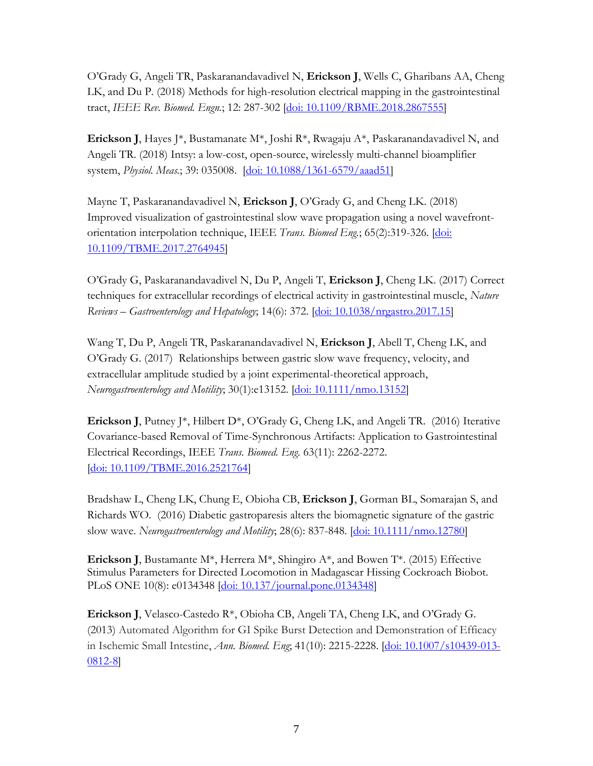O'Grady G, Angeli TR, Paskaranandavadivel N, **Erickson J**, Wells C, Gharibans AA, Cheng LK, and Du P. (2018) Methods for high-resolution electrical mapping in the gastrointestinal tract, *IEEE Rev. Biomed. Engn.*; 12: 287-302 [doi: 10.1109/RBME.2018.2867555]

**Erickson J**, Hayes J*, Bustamanate M*, Joshi R*, Rwagaju A*, Paskaranandavadivel N, and Angeli TR. (2018) Intsy: a low-cost, open-source, wirelessly multi-channel bioamplifier system, *Physiol. Meas.*; 39: 035008. [doi: 10.1088/1361-6579/aaad51]

Mayne T, Paskaranandavadivel N, **Erickson J**, O'Grady G, and Cheng LK. (2018) Improved visualization of gastrointestinal slow wave propagation using a novel wavefront-orientation interpolation technique, IEEE *Trans. Biomed Eng.*; 65(2):319-326. [doi: 10.1109/TBME.2017.2764945]

O'Grady G, Paskaranandavadivel N, Du P, Angeli T, **Erickson J**, Cheng LK. (2017) Correct techniques for extracellular recordings of electrical activity in gastrointestinal muscle, *Nature Reviews – Gastroenterology and Hepatology*; 14(6): 372. [doi: 10.1038/nrgastro.2017.15]

Wang T, Du P, Angeli TR, Paskaranandavadivel N, **Erickson J**, Abell T, Cheng LK, and O'Grady G. (2017) Relationships between gastric slow wave frequency, velocity, and extracellular amplitude studied by a joint experimental-theoretical approach, *Neurogastroenterology and Motility*; 30(1):e13152. [doi: 10.1111/nmo.13152]

**Erickson J**, Putney J*, Hilbert D*, O'Grady G, Cheng LK, and Angeli TR. (2016) Iterative Covariance-based Removal of Time-Synchronous Artifacts: Application to Gastrointestinal Electrical Recordings, IEEE *Trans. Biomed. Eng.* 63(11): 2262-2272. [doi: 10.1109/TBME.2016.2521764]

Bradshaw L, Cheng LK, Chung E, Obioha CB, **Erickson J**, Gorman BL, Somarajan S, and Richards WO. (2016) Diabetic gastroparesis alters the biomagnetic signature of the gastric slow wave. *Neurogastroenterology and Motility*; 28(6): 837-848. [doi: 10.1111/nmo.12780]

**Erickson J**, Bustamante M*, Herrera M*, Shingiro A*, and Bowen T*. (2015) Effective Stimulus Parameters for Directed Locomotion in Madagascar Hissing Cockroach Biobot. PLoS ONE 10(8): e0134348 [doi: 10.137/journal.pone.0134348]

**Erickson J**, Velasco-Castedo R*, Obioha CB, Angeli TA, Cheng LK, and O'Grady G. (2013) Automated Algorithm for GI Spike Burst Detection and Demonstration of Efficacy in Ischemic Small Intestine, *Ann. Biomed. Eng*; 41(10): 2215-2228. [doi: 10.1007/s10439-013-0812-8]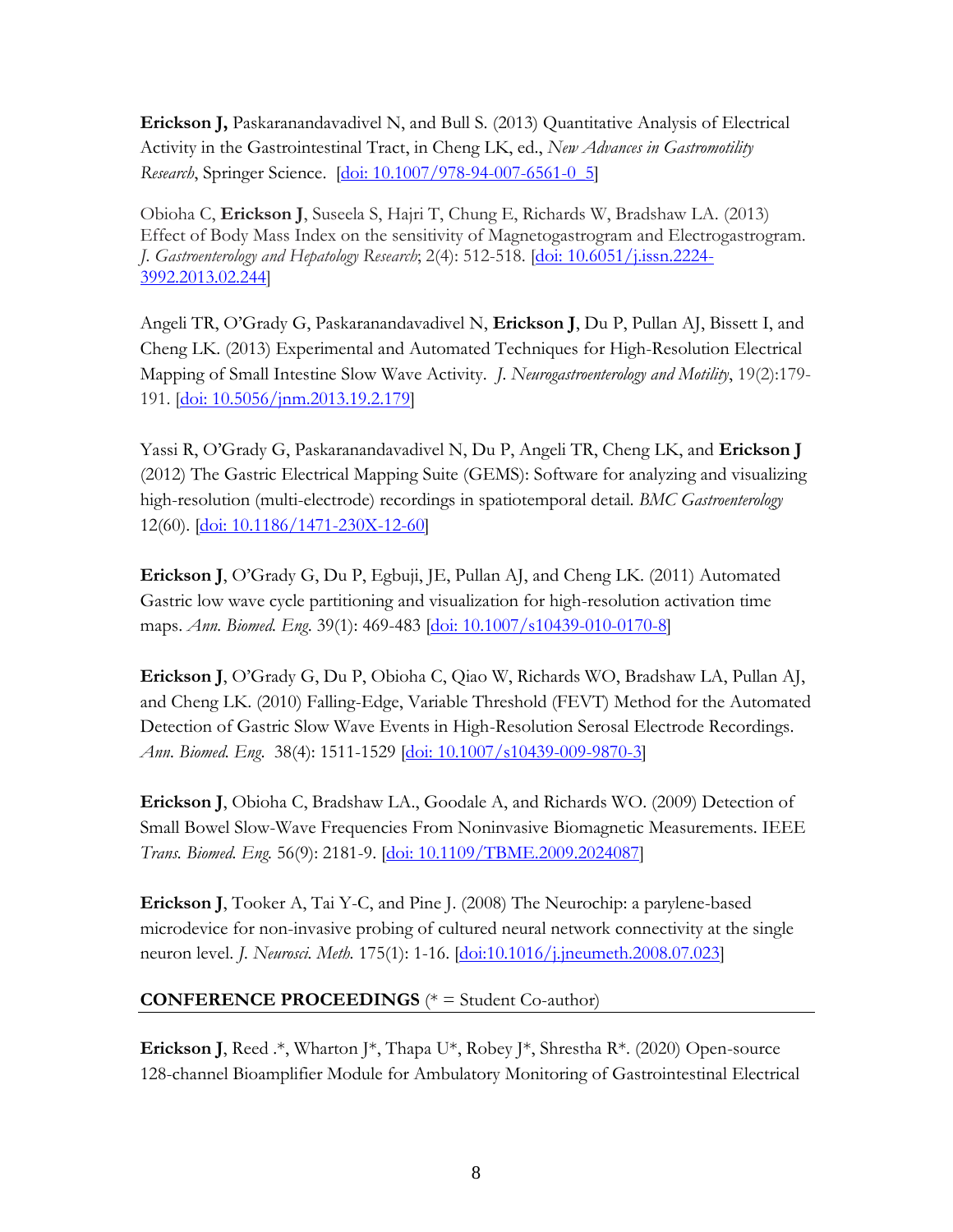**Erickson J,** Paskaranandavadivel N, and Bull S. (2013) Quantitative Analysis of Electrical Activity in the Gastrointestinal Tract, in Cheng LK, ed., *New Advances in Gastromotility Research*, Springer Science. [doi: 10.1007/978-94-007-6561-0_5]

Obioha C, **Erickson J**, Suseela S, Hajri T, Chung E, Richards W, Bradshaw LA. (2013) Effect of Body Mass Index on the sensitivity of Magnetogastrogram and Electrogastrogram. *J. Gastroenterology and Hepatology Research*; 2(4): 512-518. [doi: 10.6051/j.issn.2224-3992.2013.02.244]

Angeli TR, O'Grady G, Paskaranandavadivel N, **Erickson J**, Du P, Pullan AJ, Bissett I, and Cheng LK. (2013) Experimental and Automated Techniques for High-Resolution Electrical Mapping of Small Intestine Slow Wave Activity. *J. Neurogastroenterology and Motility*, 19(2):179-191. [doi: 10.5056/jnm.2013.19.2.179]

Yassi R, O'Grady G, Paskaranandavadivel N, Du P, Angeli TR, Cheng LK, and **Erickson J** (2012) The Gastric Electrical Mapping Suite (GEMS): Software for analyzing and visualizing high-resolution (multi-electrode) recordings in spatiotemporal detail. *BMC Gastroenterology* 12(60). [doi: 10.1186/1471-230X-12-60]

**Erickson J**, O'Grady G, Du P, Egbuji, JE, Pullan AJ, and Cheng LK. (2011) Automated Gastric low wave cycle partitioning and visualization for high-resolution activation time maps. *Ann. Biomed. Eng.* 39(1): 469-483 [doi: 10.1007/s10439-010-0170-8]

**Erickson J**, O'Grady G, Du P, Obioha C, Qiao W, Richards WO, Bradshaw LA, Pullan AJ, and Cheng LK. (2010) Falling-Edge, Variable Threshold (FEVT) Method for the Automated Detection of Gastric Slow Wave Events in High-Resolution Serosal Electrode Recordings. *Ann. Biomed. Eng.* 38(4): 1511-1529 [doi: 10.1007/s10439-009-9870-3]

**Erickson J**, Obioha C, Bradshaw LA., Goodale A, and Richards WO. (2009) Detection of Small Bowel Slow-Wave Frequencies From Noninvasive Biomagnetic Measurements. IEEE *Trans. Biomed. Eng.* 56(9): 2181-9. [doi: 10.1109/TBME.2009.2024087]

**Erickson J**, Tooker A, Tai Y-C, and Pine J. (2008) The Neurochip: a parylene-based microdevice for non-invasive probing of cultured neural network connectivity at the single neuron level. *J. Neurosci. Meth.* 175(1): 1-16. [doi:10.1016/j.jneumeth.2008.07.023]

**CONFERENCE PROCEEDINGS** (* = Student Co-author)

**Erickson J**, Reed .*, Wharton J*, Thapa U*, Robey J*, Shrestha R*. (2020) Open-source 128-channel Bioamplifier Module for Ambulatory Monitoring of Gastrointestinal Electrical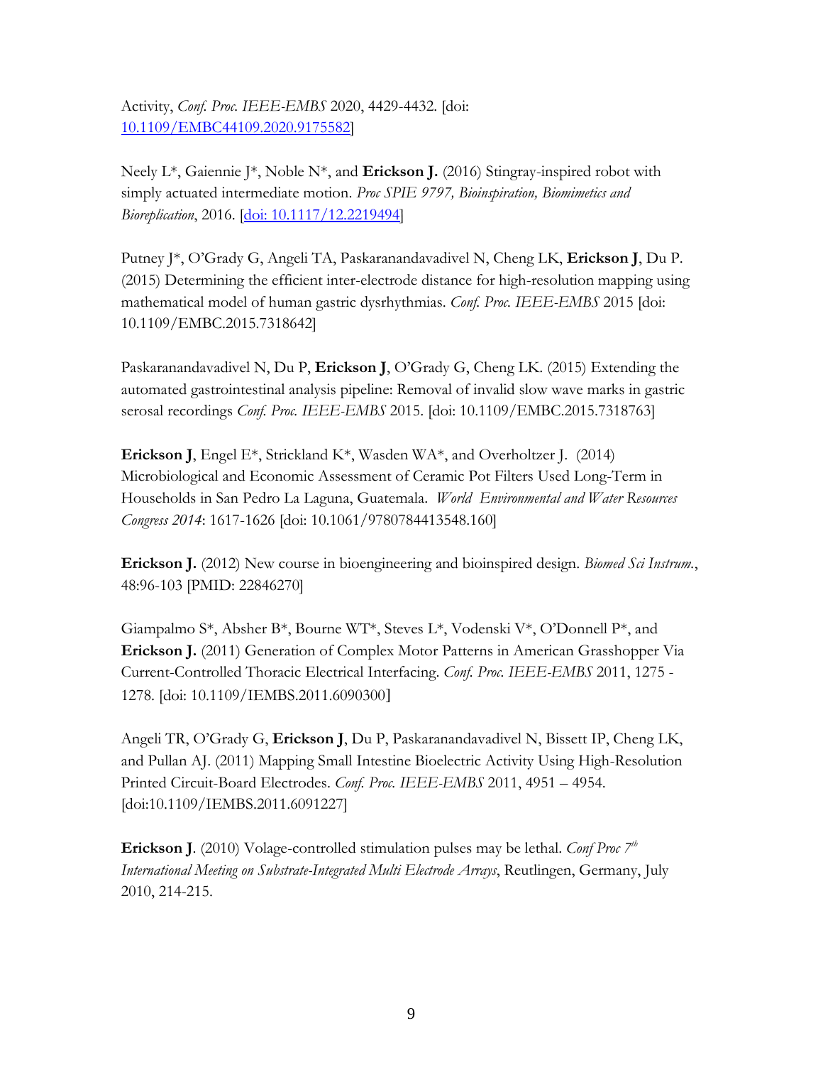Activity, *Conf. Proc. IEEE-EMBS* 2020, 4429-4432. [doi: 10.1109/EMBC44109.2020.9175582]

Neely L*, Gaiennie J*, Noble N*, and **Erickson J.** (2016) Stingray-inspired robot with simply actuated intermediate motion. *Proc SPIE 9797, Bioinspiration, Biomimetics and Bioreplication*, 2016. [doi: 10.1117/12.2219494]

Putney J*, O'Grady G, Angeli TA, Paskaranandavadivel N, Cheng LK, **Erickson J**, Du P. (2015) Determining the efficient inter-electrode distance for high-resolution mapping using mathematical model of human gastric dysrhythmias. *Conf. Proc. IEEE-EMBS* 2015 [doi: 10.1109/EMBC.2015.7318642]

Paskaranandavadivel N, Du P, **Erickson J**, O'Grady G, Cheng LK. (2015) Extending the automated gastrointestinal analysis pipeline: Removal of invalid slow wave marks in gastric serosal recordings *Conf. Proc. IEEE-EMBS* 2015. [doi: 10.1109/EMBC.2015.7318763]

**Erickson J**, Engel E*, Strickland K*, Wasden WA*, and Overholtzer J. (2014) Microbiological and Economic Assessment of Ceramic Pot Filters Used Long-Term in Households in San Pedro La Laguna, Guatemala. *World Environmental and Water Resources Congress 2014*: 1617-1626 [doi: 10.1061/9780784413548.160]

**Erickson J.** (2012) New course in bioengineering and bioinspired design. *Biomed Sci Instrum.*, 48:96-103 [PMID: 22846270]

Giampalmo S*, Absher B*, Bourne WT*, Steves L*, Vodenski V*, O'Donnell P*, and **Erickson J.** (2011) Generation of Complex Motor Patterns in American Grasshopper Via Current-Controlled Thoracic Electrical Interfacing. *Conf. Proc. IEEE-EMBS* 2011, 1275 - 1278. [doi: 10.1109/IEMBS.2011.6090300]

Angeli TR, O'Grady G, **Erickson J**, Du P, Paskaranandavadivel N, Bissett IP, Cheng LK, and Pullan AJ. (2011) Mapping Small Intestine Bioelectric Activity Using High-Resolution Printed Circuit-Board Electrodes. *Conf. Proc. IEEE-EMBS* 2011, 4951 – 4954. [doi:10.1109/IEMBS.2011.6091227]

**Erickson J**. (2010) Volage-controlled stimulation pulses may be lethal. *Conf Proc 7th International Meeting on Substrate-Integrated Multi Electrode Arrays*, Reutlingen, Germany, July 2010, 214-215.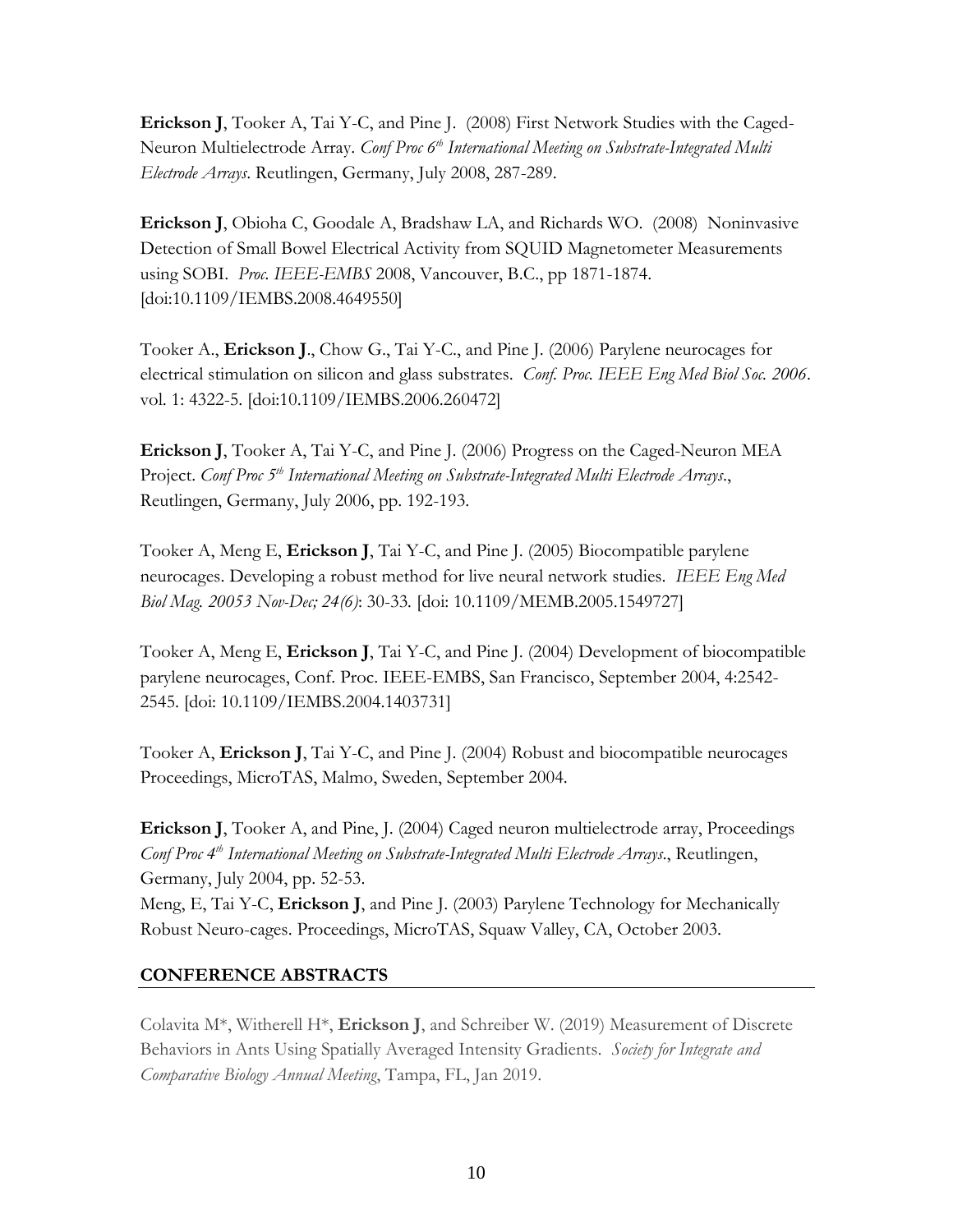**Erickson J**, Tooker A, Tai Y-C, and Pine J. (2008) First Network Studies with the Caged-Neuron Multielectrode Array. *Conf Proc 6th International Meeting on Substrate-Integrated Multi Electrode Arrays*. Reutlingen, Germany, July 2008, 287-289.

**Erickson J**, Obioha C, Goodale A, Bradshaw LA, and Richards WO. (2008) Noninvasive Detection of Small Bowel Electrical Activity from SQUID Magnetometer Measurements using SOBI. *Proc. IEEE-EMBS* 2008, Vancouver, B.C., pp 1871-1874. [doi:10.1109/IEMBS.2008.4649550]

Tooker A., **Erickson J**., Chow G., Tai Y-C., and Pine J. (2006) Parylene neurocages for electrical stimulation on silicon and glass substrates. *Conf. Proc. IEEE Eng Med Biol Soc. 2006*. vol. 1: 4322-5. [doi:10.1109/IEMBS.2006.260472]

**Erickson J**, Tooker A, Tai Y-C, and Pine J. (2006) Progress on the Caged-Neuron MEA Project. *Conf Proc 5th International Meeting on Substrate-Integrated Multi Electrode Arrays*., Reutlingen, Germany, July 2006, pp. 192-193.

Tooker A, Meng E, **Erickson J**, Tai Y-C, and Pine J. (2005) Biocompatible parylene neurocages. Developing a robust method for live neural network studies. *IEEE Eng Med Biol Mag. 20053 Nov-Dec; 24(6)*: 30-33. [doi: 10.1109/MEMB.2005.1549727]

Tooker A, Meng E, **Erickson J**, Tai Y-C, and Pine J. (2004) Development of biocompatible parylene neurocages, Conf. Proc. IEEE-EMBS, San Francisco, September 2004, 4:2542-2545. [doi: 10.1109/IEMBS.2004.1403731]

Tooker A, **Erickson J**, Tai Y-C, and Pine J. (2004) Robust and biocompatible neurocages Proceedings, MicroTAS, Malmo, Sweden, September 2004.

**Erickson J**, Tooker A, and Pine, J. (2004) Caged neuron multielectrode array, Proceedings *Conf Proc 4th International Meeting on Substrate-Integrated Multi Electrode Arrays*., Reutlingen, Germany, July 2004, pp. 52-53.
Meng, E, Tai Y-C, **Erickson J**, and Pine J. (2003) Parylene Technology for Mechanically Robust Neuro-cages. Proceedings, MicroTAS, Squaw Valley, CA, October 2003.

## CONFERENCE ABSTRACTS

Colavita M*, Witherell H*, **Erickson J**, and Schreiber W. (2019) Measurement of Discrete Behaviors in Ants Using Spatially Averaged Intensity Gradients. *Society for Integrate and Comparative Biology Annual Meeting*, Tampa, FL, Jan 2019.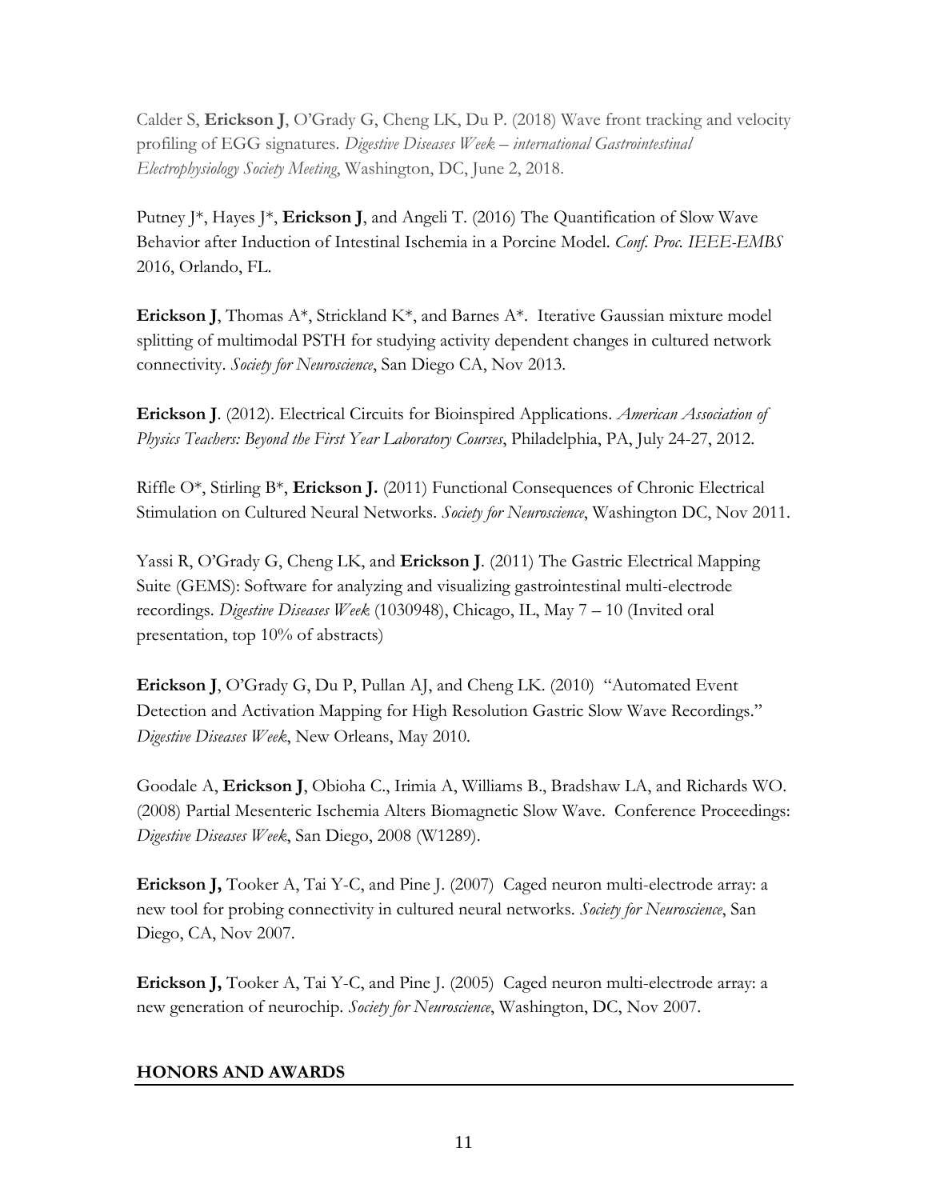Calder S, **Erickson J**, O'Grady G, Cheng LK, Du P. (2018) Wave front tracking and velocity profiling of EGG signatures. *Digestive Diseases Week – international Gastrointestinal Electrophysiology Society Meeting*, Washington, DC, June 2, 2018.

Putney J*, Hayes J*, **Erickson J**, and Angeli T. (2016) The Quantification of Slow Wave Behavior after Induction of Intestinal Ischemia in a Porcine Model. *Conf. Proc. IEEE-EMBS* 2016, Orlando, FL.

**Erickson J**, Thomas A*, Strickland K*, and Barnes A*. Iterative Gaussian mixture model splitting of multimodal PSTH for studying activity dependent changes in cultured network connectivity. *Society for Neuroscience*, San Diego CA, Nov 2013.

**Erickson J**. (2012). Electrical Circuits for Bioinspired Applications. *American Association of Physics Teachers: Beyond the First Year Laboratory Courses*, Philadelphia, PA, July 24-27, 2012.

Riffle O*, Stirling B*, **Erickson J.** (2011) Functional Consequences of Chronic Electrical Stimulation on Cultured Neural Networks. *Society for Neuroscience*, Washington DC, Nov 2011.

Yassi R, O'Grady G, Cheng LK, and **Erickson J**. (2011) The Gastric Electrical Mapping Suite (GEMS): Software for analyzing and visualizing gastrointestinal multi-electrode recordings. *Digestive Diseases Week* (1030948), Chicago, IL, May 7 – 10 (Invited oral presentation, top 10% of abstracts)

**Erickson J**, O'Grady G, Du P, Pullan AJ, and Cheng LK. (2010) "Automated Event Detection and Activation Mapping for High Resolution Gastric Slow Wave Recordings." *Digestive Diseases Week*, New Orleans, May 2010.

Goodale A, **Erickson J**, Obioha C., Irimia A, Williams B., Bradshaw LA, and Richards WO. (2008) Partial Mesenteric Ischemia Alters Biomagnetic Slow Wave. Conference Proceedings: *Digestive Diseases Week*, San Diego, 2008 (W1289).

**Erickson J,** Tooker A, Tai Y-C, and Pine J. (2007) Caged neuron multi-electrode array: a new tool for probing connectivity in cultured neural networks. *Society for Neuroscience*, San Diego, CA, Nov 2007.

**Erickson J,** Tooker A, Tai Y-C, and Pine J. (2005) Caged neuron multi-electrode array: a new generation of neurochip. *Society for Neuroscience*, Washington, DC, Nov 2007.

## HONORS AND AWARDS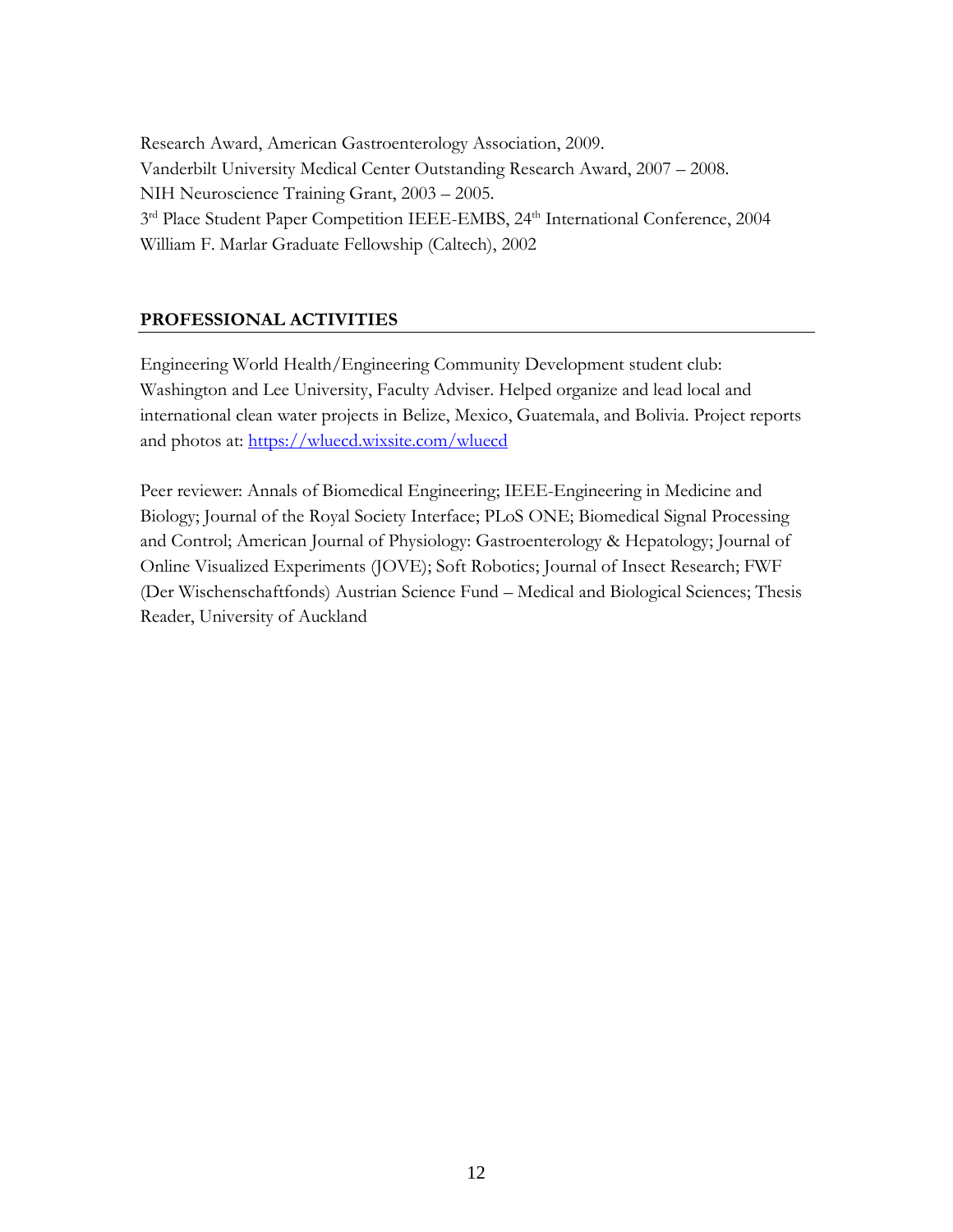Research Award, American Gastroenterology Association, 2009.
Vanderbilt University Medical Center Outstanding Research Award, 2007 – 2008.
NIH Neuroscience Training Grant, 2003 – 2005.
3rd Place Student Paper Competition IEEE-EMBS, 24th International Conference, 2004
William F. Marlar Graduate Fellowship (Caltech), 2002

## PROFESSIONAL ACTIVITIES

Engineering World Health/Engineering Community Development student club: Washington and Lee University, Faculty Adviser. Helped organize and lead local and international clean water projects in Belize, Mexico, Guatemala, and Bolivia. Project reports and photos at: [https://wluecd.wixsite.com/wluecd](https://wluecd.wixsite.com/wluecd)

Peer reviewer: Annals of Biomedical Engineering; IEEE-Engineering in Medicine and Biology; Journal of the Royal Society Interface; PLoS ONE; Biomedical Signal Processing and Control; American Journal of Physiology: Gastroenterology & Hepatology; Journal of Online Visualized Experiments (JOVE); Soft Robotics; Journal of Insect Research; FWF (Der Wischenschaftfonds) Austrian Science Fund – Medical and Biological Sciences; Thesis Reader, University of Auckland